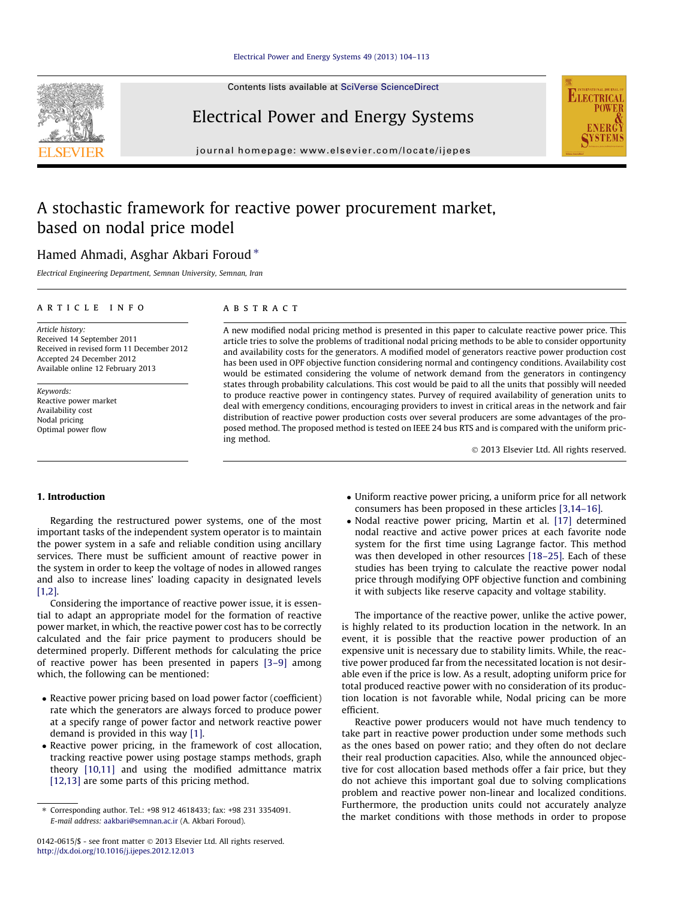# A stochastic framework for reactive power procurement market, based on nodal price model

Hamed Ahmadi, Asghar Akbari Foroud *

*Electrical Engineering Department, Semnan University, Semnan, Iran*

## ARTICLE INFO

*Article history:*
Received 14 September 2011
Received in revised form 11 December 2012
Accepted 24 December 2012
Available online 12 February 2013

*Keywords:*
Reactive power market
Availability cost
Nodal pricing
Optimal power flow

## ABSTRACT

A new modified nodal pricing method is presented in this paper to calculate reactive power price. This article tries to solve the problems of traditional nodal pricing methods to be able to consider opportunity and availability costs for the generators. A modified model of generators reactive power production cost has been used in OPF objective function considering normal and contingency conditions. Availability cost would be estimated considering the volume of network demand from the generators in contingency states through probability calculations. This cost would be paid to all the units that possibly will needed to produce reactive power in contingency states. Purvey of required availability of generation units to deal with emergency conditions, encouraging providers to invest in critical areas in the network and fair distribution of reactive power production costs over several producers are some advantages of the proposed method. The proposed method is tested on IEEE 24 bus RTS and is compared with the uniform pricing method.

© 2013 Elsevier Ltd. All rights reserved.

## 1. Introduction

Regarding the restructured power systems, one of the most important tasks of the independent system operator is to maintain the power system in a safe and reliable condition using ancillary services. There must be sufficient amount of reactive power in the system in order to keep the voltage of nodes in allowed ranges and also to increase lines' loading capacity in designated levels [1,2].

Considering the importance of reactive power issue, it is essential to adapt an appropriate model for the formation of reactive power market, in which, the reactive power cost has to be correctly calculated and the fair price payment to producers should be determined properly. Different methods for calculating the price of reactive power has been presented in papers [3–9] among which, the following can be mentioned:

- Reactive power pricing based on load power factor (coefficient) rate which the generators are always forced to produce power at a specify range of power factor and network reactive power demand is provided in this way [1].
- Reactive power pricing, in the framework of cost allocation, tracking reactive power using postage stamps methods, graph theory [10,11] and using the modified admittance matrix [12,13] are some parts of this pricing method.
- Uniform reactive power pricing, a uniform price for all network consumers has been proposed in these articles [3,14–16].
- Nodal reactive power pricing, Martin et al. [17] determined nodal reactive and active power prices at each favorite node system for the first time using Lagrange factor. This method was then developed in other resources [18–25]. Each of these studies has been trying to calculate the reactive power nodal price through modifying OPF objective function and combining it with subjects like reserve capacity and voltage stability.

The importance of the reactive power, unlike the active power, is highly related to its production location in the network. In an event, it is possible that the reactive power production of an expensive unit is necessary due to stability limits. While, the reactive power produced far from the necessitated location is not desirable even if the price is low. As a result, adopting uniform price for total produced reactive power with no consideration of its production location is not favorable while, Nodal pricing can be more efficient.

Reactive power producers would not have much tendency to take part in reactive power production under some methods such as the ones based on power ratio; and they often do not declare their real production capacities. Also, while the announced objective for cost allocation based methods offer a fair price, but they do not achieve this important goal due to solving complications problem and reactive power non-linear and localized conditions. Furthermore, the production units could not accurately analyze the market conditions with those methods in order to propose

---

* Corresponding author. Tel.: +98 912 4618433; fax: +98 231 3354091.
*E-mail address:* aakbari@semnan.ac.ir (A. Akbari Foroud).

0142-0615/$ - see front matter © 2013 Elsevier Ltd. All rights reserved.
http://dx.doi.org/10.1016/j.ijepes.2012.12.013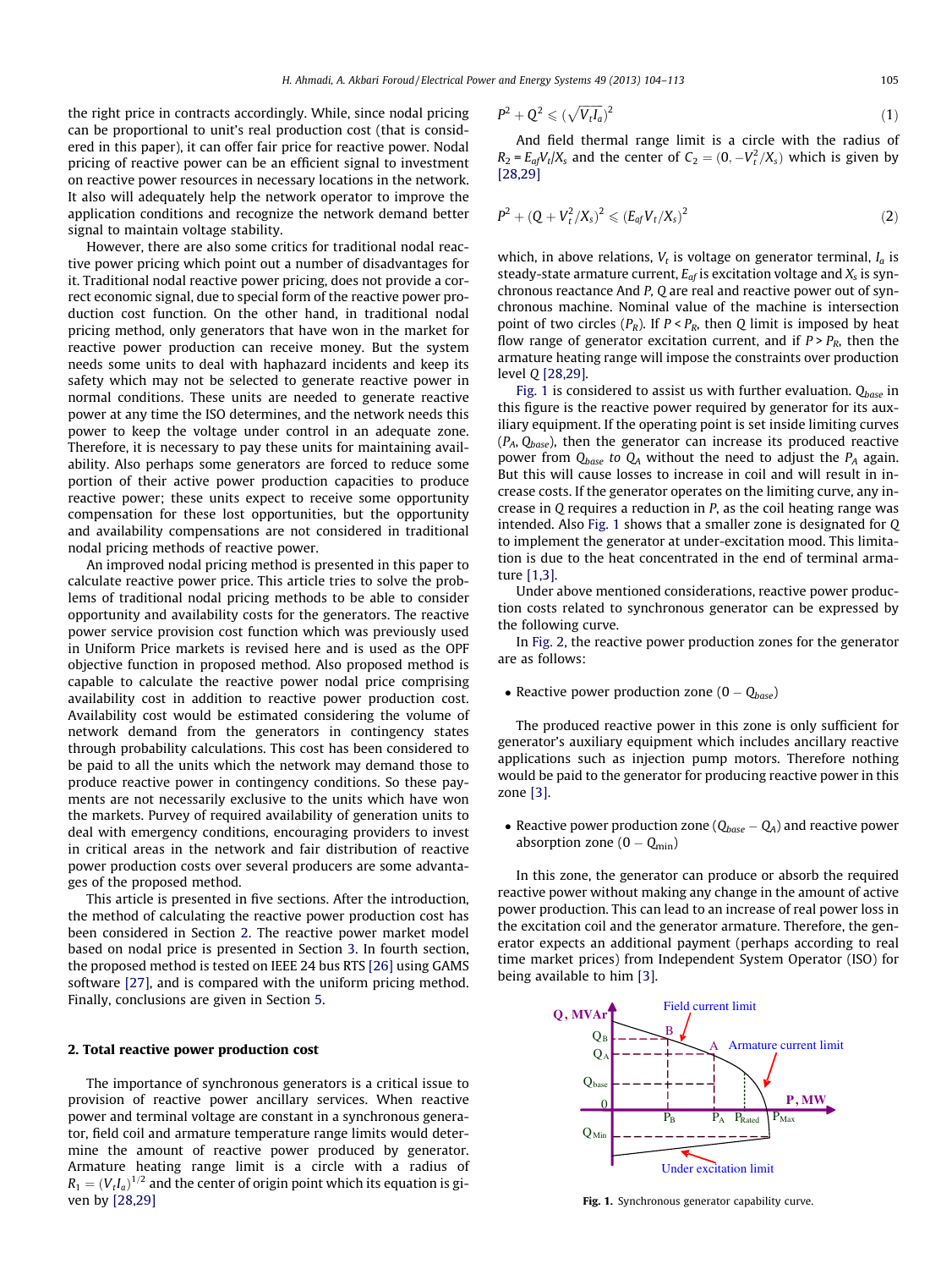the right price in contracts accordingly. While, since nodal pricing can be proportional to unit's real production cost (that is considered in this paper), it can offer fair price for reactive power. Nodal pricing of reactive power can be an efficient signal to investment on reactive power resources in necessary locations in the network. It also will adequately help the network operator to improve the application conditions and recognize the network demand better signal to maintain voltage stability.

However, there are also some critics for traditional nodal reactive power pricing which point out a number of disadvantages for it. Traditional nodal reactive power pricing, does not provide a correct economic signal, due to special form of the reactive power production cost function. On the other hand, in traditional nodal pricing method, only generators that have won in the market for reactive power production can receive money. But the system needs some units to deal with haphazard incidents and keep its safety which may not be selected to generate reactive power in normal conditions. These units are needed to generate reactive power at any time the ISO determines, and the network needs this power to keep the voltage under control in an adequate zone. Therefore, it is necessary to pay these units for maintaining availability. Also perhaps some generators are forced to reduce some portion of their active power production capacities to produce reactive power; these units expect to receive some opportunity compensation for these lost opportunities, but the opportunity and availability compensations are not considered in traditional nodal pricing methods of reactive power.

An improved nodal pricing method is presented in this paper to calculate reactive power price. This article tries to solve the problems of traditional nodal pricing methods to be able to consider opportunity and availability costs for the generators. The reactive power service provision cost function which was previously used in Uniform Price markets is revised here and is used as the OPF objective function in proposed method. Also proposed method is capable to calculate the reactive power nodal price comprising availability cost in addition to reactive power production cost. Availability cost would be estimated considering the volume of network demand from the generators in contingency states through probability calculations. This cost has been considered to be paid to all the units which the network may demand those to produce reactive power in contingency conditions. So these payments are not necessarily exclusive to the units which have won the markets. Purvey of required availability of generation units to deal with emergency conditions, encouraging providers to invest in critical areas in the network and fair distribution of reactive power production costs over several producers are some advantages of the proposed method.

This article is presented in five sections. After the introduction, the method of calculating the reactive power production cost has been considered in Section 2. The reactive power market model based on nodal price is presented in Section 3. In fourth section, the proposed method is tested on IEEE 24 bus RTS [26] using GAMS software [27], and is compared with the uniform pricing method. Finally, conclusions are given in Section 5.

## 2. Total reactive power production cost

The importance of synchronous generators is a critical issue to provision of reactive power ancillary services. When reactive power and terminal voltage are constant in a synchronous generator, field coil and armature temperature range limits would determine the amount of reactive power produced by generator. Armature heating range limit is a circle with a radius of $R_1 = (V_t I_a)^{1/2}$ and the center of origin point which its equation is given by [28,29]

$$P^2 + Q^2 \leqslant (\sqrt{V_t I_a})^2 \tag{1}$$

And field thermal range limit is a circle with the radius of $R_2 = E_{af}V_t/X_s$ and the center of $C_2 = (0, -V_t^2/X_s)$ which is given by [28,29]

$$P^2 + (Q + V_t^2/X_s)^2 \leqslant (E_{af}V_t/X_s)^2 \tag{2}$$

which, in above relations, $V_t$ is voltage on generator terminal, $I_a$ is steady-state armature current, $E_{af}$ is excitation voltage and $X_s$ is synchronous reactance And $P$, $Q$ are real and reactive power out of synchronous machine. Nominal value of the machine is intersection point of two circles ($P_R$). If $P < P_R$, then $Q$ limit is imposed by heat flow range of generator excitation current, and if $P > P_R$, then the armature heating range will impose the constraints over production level $Q$ [28,29].

Fig. 1 is considered to assist us with further evaluation. $Q_{base}$ in this figure is the reactive power required by generator for its auxiliary equipment. If the operating point is set inside limiting curves ($P_A$, $Q_{base}$), then the generator can increase its produced reactive power from $Q_{base}$ to $Q_A$ without the need to adjust the $P_A$ again. But this will cause losses to increase in coil and will result in increase costs. If the generator operates on the limiting curve, any increase in $Q$ requires a reduction in $P$, as the coil heating range was intended. Also Fig. 1 shows that a smaller zone is designated for $Q$ to implement the generator at under-excitation mood. This limitation is due to the heat concentrated in the end of terminal armature [1,3].

Under above mentioned considerations, reactive power production costs related to synchronous generator can be expressed by the following curve.

In Fig. 2, the reactive power production zones for the generator are as follows:

- Reactive power production zone ($0 - Q_{base}$)

The produced reactive power in this zone is only sufficient for generator's auxiliary equipment which includes ancillary reactive applications such as injection pump motors. Therefore nothing would be paid to the generator for producing reactive power in this zone [3].

- Reactive power production zone ($Q_{base} - Q_A$) and reactive power absorption zone ($0 - Q_{\min}$)

In this zone, the generator can produce or absorb the required reactive power without making any change in the amount of active power production. This can lead to an increase of real power loss in the excitation coil and the generator armature. Therefore, the generator expects an additional payment (perhaps according to real time market prices) from Independent System Operator (ISO) for being available to him [3].

Fig. 1. Synchronous generator capability curve.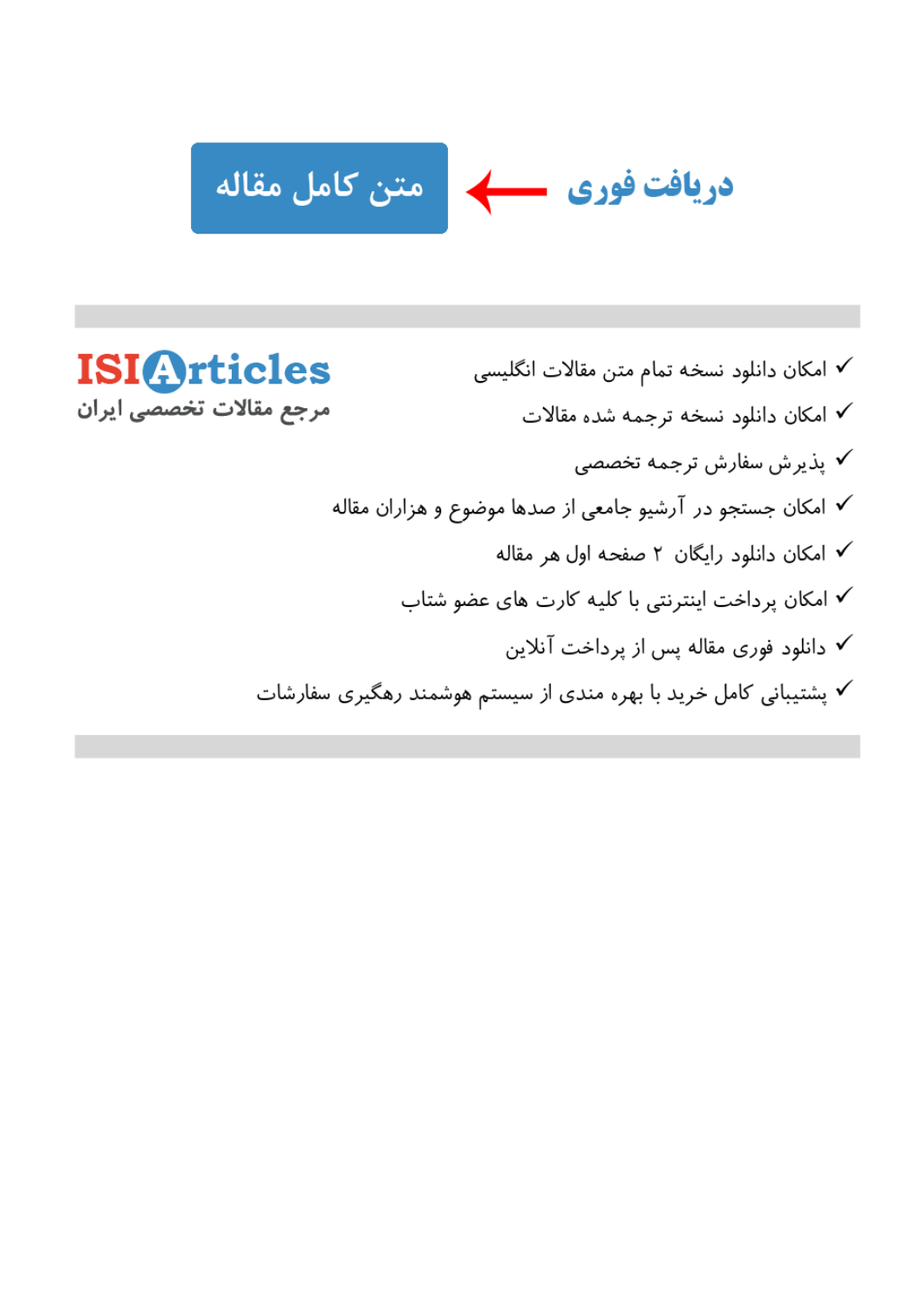دریافت فوری ← متن کامل مقاله

**ISIArticles**
مرجع مقالات تخصصی ایران

- ✓ امکان دانلود نسخه تمام متن مقالات انگلیسی
- ✓ امکان دانلود نسخه ترجمه شده مقالات
- ✓ پذیرش سفارش ترجمه تخصصی
- ✓ امکان جستجو در آرشیو جامعی از صدها موضوع و هزاران مقاله
- ✓ امکان دانلود رایگان ۲ صفحه اول هر مقاله
- ✓ امکان پرداخت اینترنتی با کلیه کارت های عضو شتاب
- ✓ دانلود فوری مقاله پس از پرداخت آنلاین
- ✓ پشتیبانی کامل خرید با بهره مندی از سیستم هوشمند رهگیری سفارشات